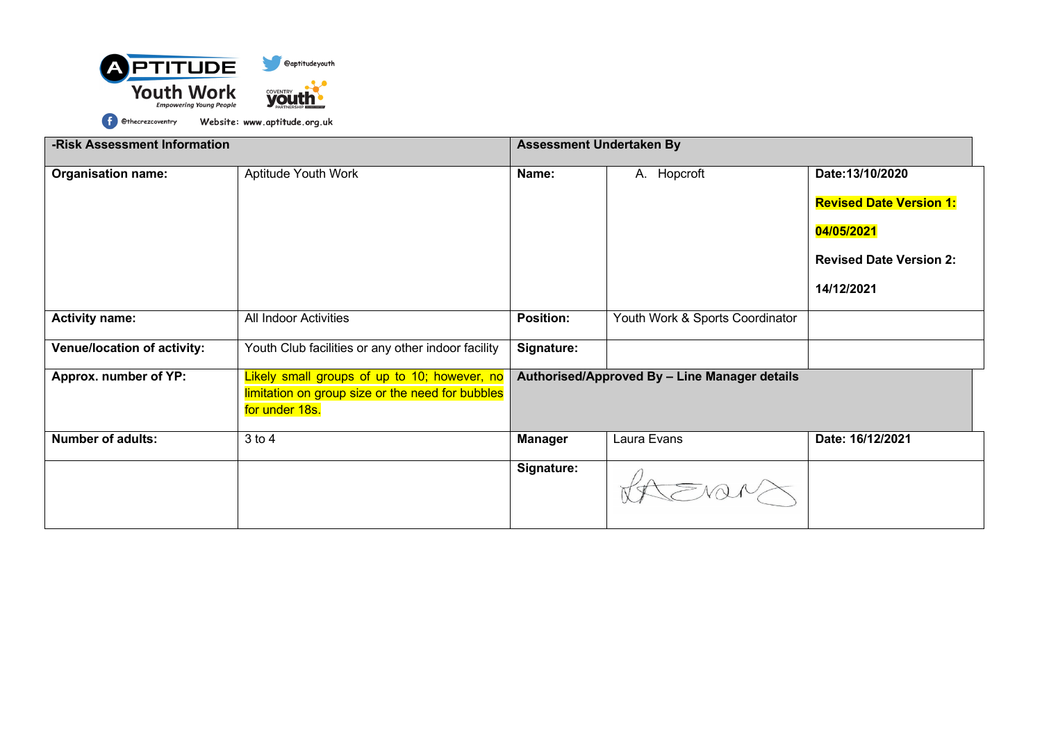APTITUDE Youth Work
Empowering Young People

@aptitudeyouth

COVENTRY youth PARTNERSHIP

@thecrezcoventry Website: www.aptitude.org.uk

| -Risk Assessment Information | | Assessment Undertaken By | | |
|---|---|---|---|---|
| **Organisation name:** | Aptitude Youth Work | **Name:** | A. Hopcroft | **Date:13/10/2020**<br><br>**Revised Date Version 1:**<br><br>**04/05/2021**<br><br>**Revised Date Version 2:**<br><br>**14/12/2021** |
| **Activity name:** | All Indoor Activities | **Position:** | Youth Work & Sports Coordinator | |
| **Venue/location of activity:** | Youth Club facilities or any other indoor facility | **Signature:** | | |
| **Approx. number of YP:** | Likely small groups of up to 10; however, no limitation on group size or the need for bubbles for under 18s. | **Authorised/Approved By – Line Manager details** | | |
| **Number of adults:** | 3 to 4 | **Manager** | Laura Evans | **Date: 16/12/2021** |
| | | **Signature:** | L Evans | |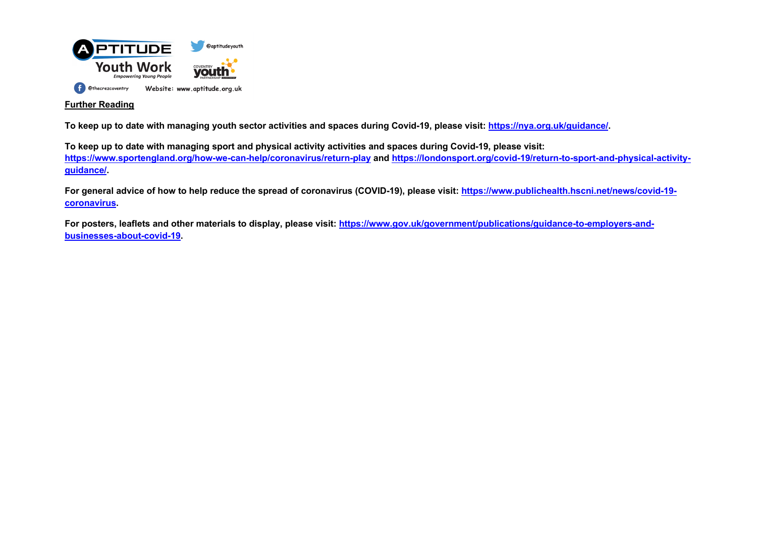Further Reading

**To keep up to date with managing youth sector activities and spaces during Covid-19, please visit: https://nya.org.uk/guidance/.**

**To keep up to date with managing sport and physical activity activities and spaces during Covid-19, please visit: https://www.sportengland.org/how-we-can-help/coronavirus/return-play and https://londonsport.org/covid-19/return-to-sport-and-physical-activity-guidance/.**

**For general advice of how to help reduce the spread of coronavirus (COVID-19), please visit: https://www.publichealth.hscni.net/news/covid-19-coronavirus.**

**For posters, leaflets and other materials to display, please visit: https://www.gov.uk/government/publications/guidance-to-employers-and-businesses-about-covid-19.**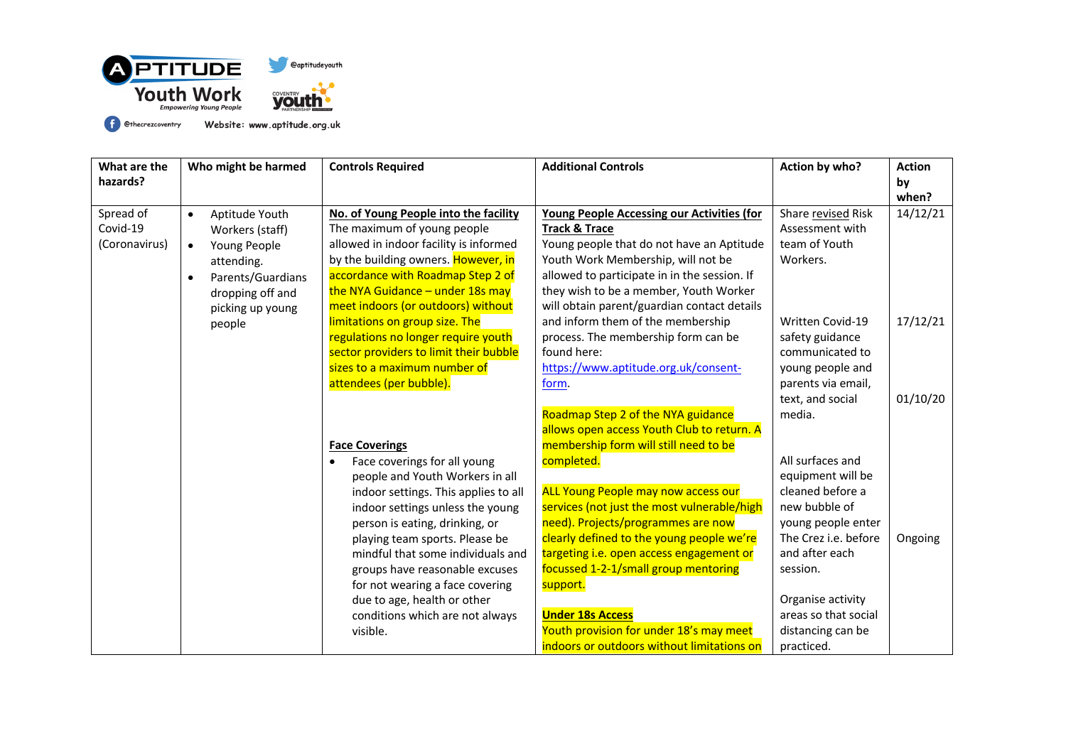| What are the hazards? | Who might be harmed | Controls Required | Additional Controls | Action by who? | Action by when? |
|---|---|---|---|---|---|
| Spread of Covid-19 (Coronavirus) | • Aptitude Youth Workers (staff)<br>• Young People attending.<br>• Parents/Guardians dropping off and picking up young people | **No. of Young People into the facility**<br>The maximum of young people allowed in indoor facility is informed by the building owners. However, in accordance with Roadmap Step 2 of the NYA Guidance – under 18s may meet indoors (or outdoors) without limitations on group size. The regulations no longer require youth sector providers to limit their bubble sizes to a maximum number of attendees (per bubble).<br><br>**Face Coverings**<br>• Face coverings for all young people and Youth Workers in all indoor settings. This applies to all indoor settings unless the young person is eating, drinking, or playing team sports. Please be mindful that some individuals and groups have reasonable excuses for not wearing a face covering due to age, health or other conditions which are not always visible. | **Young People Accessing our Activities (for Track & Trace**<br>Young people that do not have an Aptitude Youth Work Membership, will not be allowed to participate in in the session. If they wish to be a member, Youth Worker will obtain parent/guardian contact details and inform them of the membership process. The membership form can be found here: https://www.aptitude.org.uk/consent-form.<br><br>Roadmap Step 2 of the NYA guidance allows open access Youth Club to return. A membership form will still need to be completed.<br><br>ALL Young People may now access our services (not just the most vulnerable/high need). Projects/programmes are now clearly defined to the young people we're targeting i.e. open access engagement or focussed 1-2-1/small group mentoring support.<br><br>**Under 18s Access**<br>Youth provision for under 18's may meet indoors or outdoors without limitations on | Share revised Risk Assessment with team of Youth Workers.<br><br>Written Covid-19 safety guidance communicated to young people and parents via email, text, and social media.<br><br>All surfaces and equipment will be cleaned before a new bubble of young people enter The Crez i.e. before and after each session.<br><br>Organise activity areas so that social distancing can be practiced. | 14/12/21<br><br>17/12/21<br><br>01/10/20<br><br>Ongoing |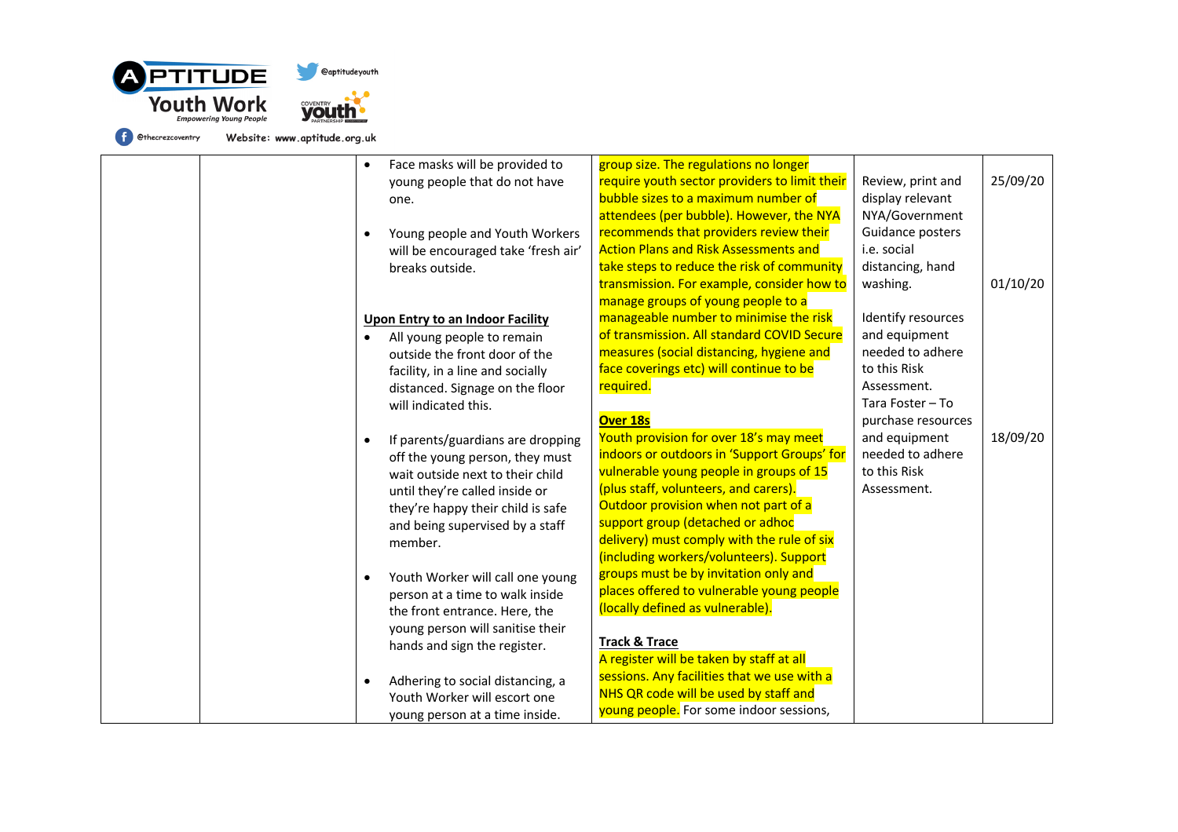| | | | | | |
|---|---|---|---|---|---|
| | | • Face masks will be provided to young people that do not have one.<br><br>• Young people and Youth Workers will be encouraged take 'fresh air' breaks outside.<br><br>**Upon Entry to an Indoor Facility**<br>• All young people to remain outside the front door of the facility, in a line and socially distanced. Signage on the floor will indicated this.<br><br>• If parents/guardians are dropping off the young person, they must wait outside next to their child until they're called inside or they're happy their child is safe and being supervised by a staff member.<br><br>• Youth Worker will call one young person at a time to walk inside the front entrance. Here, the young person will sanitise their hands and sign the register.<br><br>• Adhering to social distancing, a Youth Worker will escort one young person at a time inside. | group size. The regulations no longer require youth sector providers to limit their bubble sizes to a maximum number of attendees (per bubble). However, the NYA recommends that providers review their Action Plans and Risk Assessments and take steps to reduce the risk of community transmission. For example, consider how to manage groups of young people to a manageable number to minimise the risk of transmission. All standard COVID Secure measures (social distancing, hygiene and face coverings etc) will continue to be required.<br><br>**Over 18s**<br>Youth provision for over 18's may meet indoors or outdoors in 'Support Groups' for vulnerable young people in groups of 15 (plus staff, volunteers, and carers). Outdoor provision when not part of a support group (detached or adhoc delivery) must comply with the rule of six (including workers/volunteers). Support groups must be by invitation only and places offered to vulnerable young people (locally defined as vulnerable).<br><br>**Track & Trace**<br>A register will be taken by staff at all sessions. Any facilities that we use with a NHS QR code will be used by staff and young people. For some indoor sessions, | Review, print and display relevant NYA/Government Guidance posters i.e. social distancing, hand washing.<br><br>Identify resources and equipment needed to adhere to this Risk Assessment.<br>Tara Foster – To purchase resources and equipment needed to adhere to this Risk Assessment. | 25/09/20<br><br>01/10/20<br><br>18/09/20 |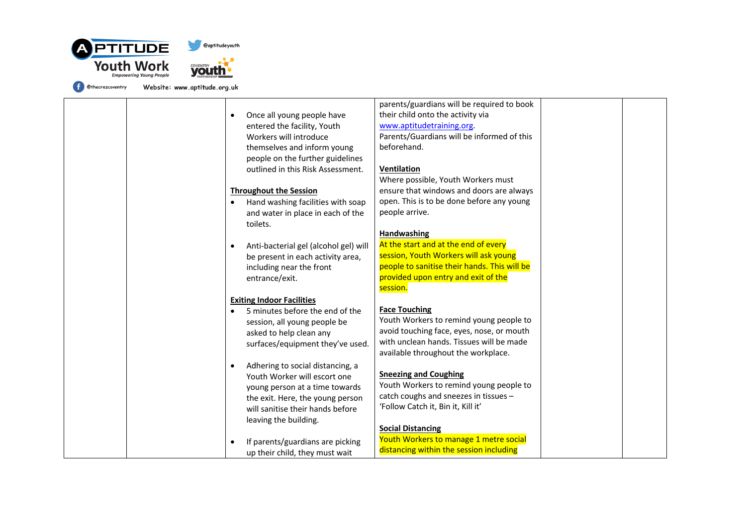| | | • Once all young people have entered the facility, Youth Workers will introduce themselves and inform young people on the further guidelines outlined in this Risk Assessment.<br><br>**Throughout the Session**<br>• Hand washing facilities with soap and water in place in each of the toilets.<br><br>• Anti-bacterial gel (alcohol gel) will be present in each activity area, including near the front entrance/exit.<br><br>**Exiting Indoor Facilities**<br>• 5 minutes before the end of the session, all young people be asked to help clean any surfaces/equipment they've used.<br><br>• Adhering to social distancing, a Youth Worker will escort one young person at a time towards the exit. Here, the young person will sanitise their hands before leaving the building.<br><br>• If parents/guardians are picking up their child, they must wait | parents/guardians will be required to book their child onto the activity via www.aptitudetraining.org.<br>Parents/Guardians will be informed of this beforehand.<br><br>**Ventilation**<br>Where possible, Youth Workers must ensure that windows and doors are always open. This is to be done before any young people arrive.<br><br>**Handwashing**<br>At the start and at the end of every session, Youth Workers will ask young people to sanitise their hands. This will be provided upon entry and exit of the session.<br><br>**Face Touching**<br>Youth Workers to remind young people to avoid touching face, eyes, nose, or mouth with unclean hands. Tissues will be made available throughout the workplace.<br><br>**Sneezing and Coughing**<br>Youth Workers to remind young people to catch coughs and sneezes in tissues – 'Follow Catch it, Bin it, Kill it'<br><br>**Social Distancing**<br>Youth Workers to manage 1 metre social distancing within the session including | | |
|---|---|---|---|---|---|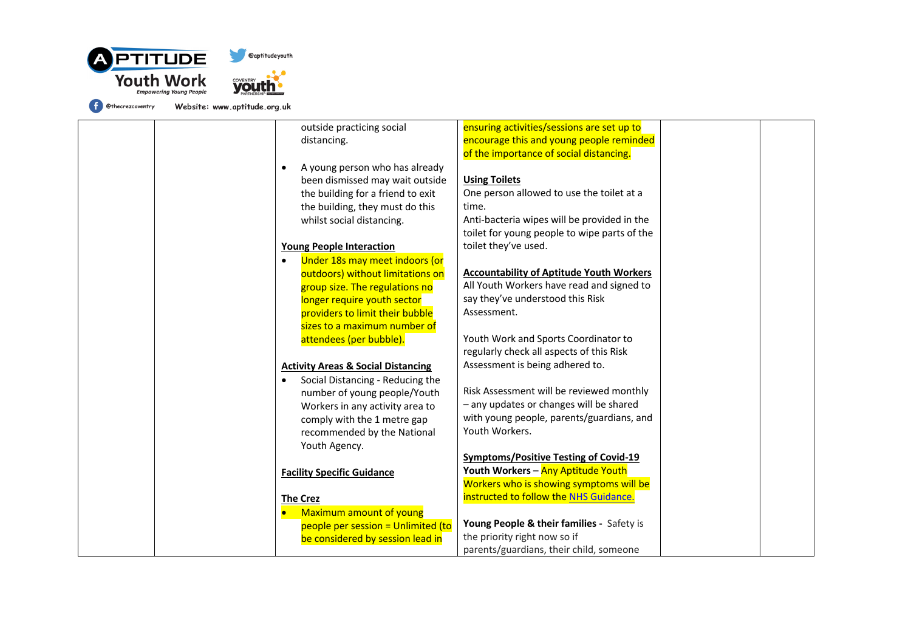| | | | | | |
|---|---|---|---|---|---|
| | | outside practicing social distancing.<br><br>• A young person who has already been dismissed may wait outside the building for a friend to exit the building, they must do this whilst social distancing.<br><br>**Young People Interaction**<br>• Under 18s may meet indoors (or outdoors) without limitations on group size. The regulations no longer require youth sector providers to limit their bubble sizes to a maximum number of attendees (per bubble).<br><br>**Activity Areas & Social Distancing**<br>• Social Distancing - Reducing the number of young people/Youth Workers in any activity area to comply with the 1 metre gap recommended by the National Youth Agency.<br><br>**Facility Specific Guidance**<br><br>**The Crez**<br>• Maximum amount of young people per session = Unlimited (to be considered by session lead in | ensuring activities/sessions are set up to encourage this and young people reminded of the importance of social distancing.<br><br>**Using Toilets**<br>One person allowed to use the toilet at a time.<br>Anti-bacteria wipes will be provided in the toilet for young people to wipe parts of the toilet they've used.<br><br>**Accountability of Aptitude Youth Workers**<br>All Youth Workers have read and signed to say they've understood this Risk Assessment.<br><br>Youth Work and Sports Coordinator to regularly check all aspects of this Risk Assessment is being adhered to.<br><br>Risk Assessment will be reviewed monthly – any updates or changes will be shared with young people, parents/guardians, and Youth Workers.<br><br>**Symptoms/Positive Testing of Covid-19**<br>**Youth Workers** – Any Aptitude Youth Workers who is showing symptoms will be instructed to follow the NHS Guidance.<br><br>**Young People & their families -** Safety is the priority right now so if parents/guardians, their child, someone | | |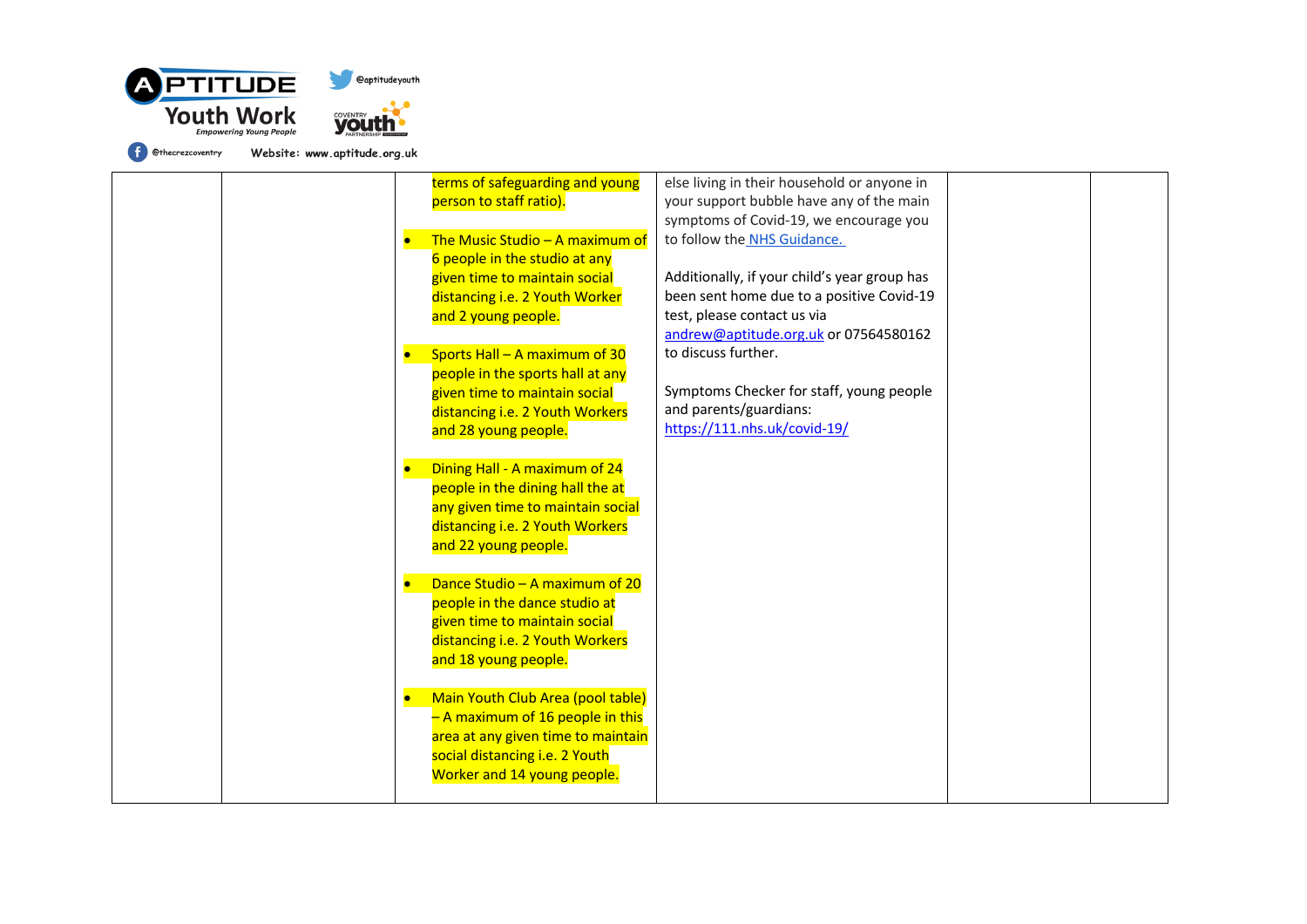| | | | | | |
|---|---|---|---|---|---|
| | | terms of safeguarding and young person to staff ratio).<br><br>• The Music Studio – A maximum of 6 people in the studio at any given time to maintain social distancing i.e. 2 Youth Worker and 2 young people.<br><br>• Sports Hall – A maximum of 30 people in the sports hall at any given time to maintain social distancing i.e. 2 Youth Workers and 28 young people.<br><br>• Dining Hall - A maximum of 24 people in the dining hall the at any given time to maintain social distancing i.e. 2 Youth Workers and 22 young people.<br><br>• Dance Studio – A maximum of 20 people in the dance studio at given time to maintain social distancing i.e. 2 Youth Workers and 18 young people.<br><br>• Main Youth Club Area (pool table) – A maximum of 16 people in this area at any given time to maintain social distancing i.e. 2 Youth Worker and 14 young people. | else living in their household or anyone in your support bubble have any of the main symptoms of Covid-19, we encourage you to follow the [NHS Guidance.](NHS Guidance.)<br><br>Additionally, if your child's year group has been sent home due to a positive Covid-19 test, please contact us via andrew@aptitude.org.uk or 07564580162 to discuss further.<br><br>Symptoms Checker for staff, young people and parents/guardians: https://111.nhs.uk/covid-19/ | | |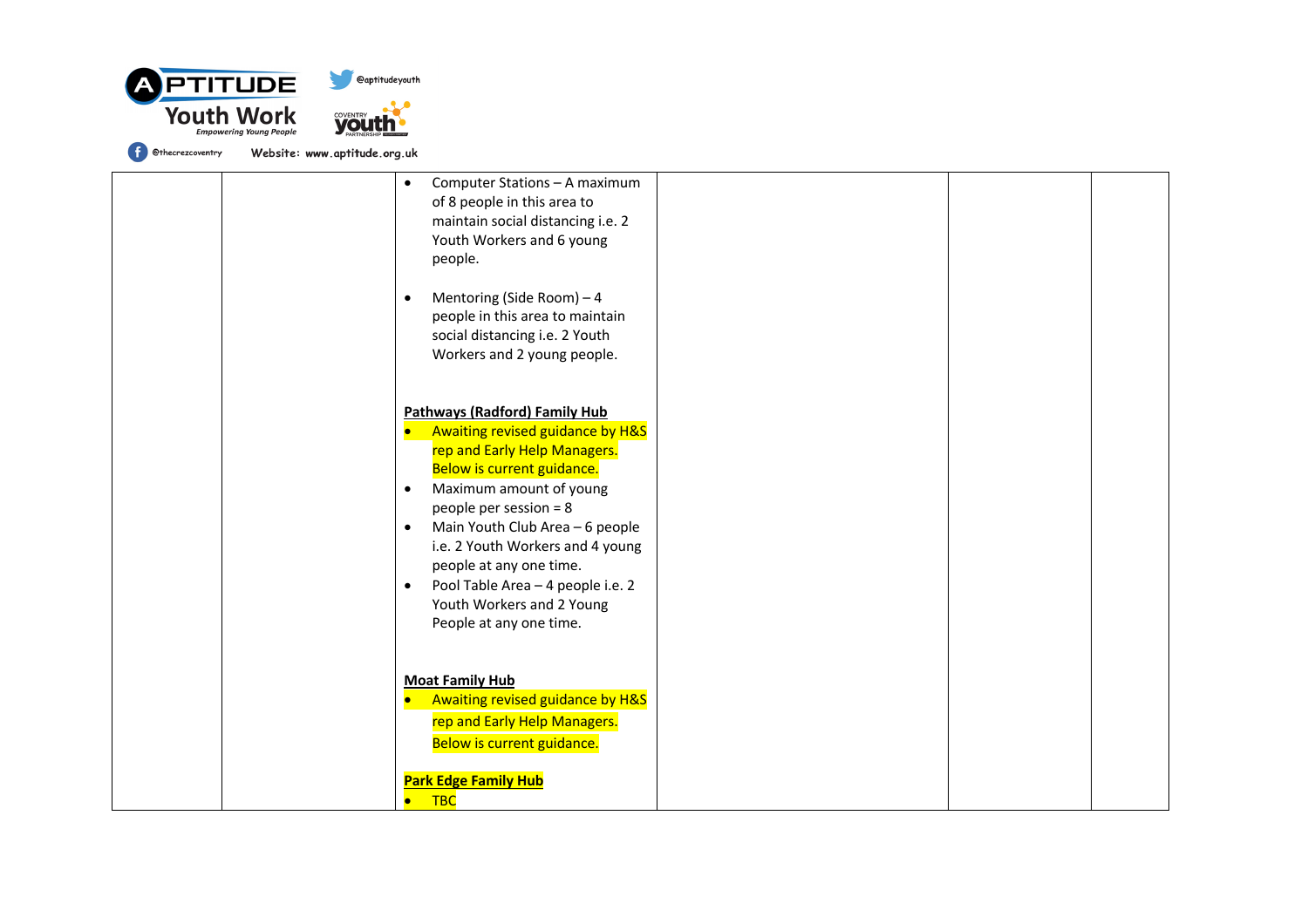| | | | | | |
|---|---|---|---|---|---|
| | | • Computer Stations – A maximum of 8 people in this area to maintain social distancing i.e. 2 Youth Workers and 6 young people.<br><br>• Mentoring (Side Room) – 4 people in this area to maintain social distancing i.e. 2 Youth Workers and 2 young people.<br><br>**Pathways (Radford) Family Hub**<br>• Awaiting revised guidance by H&S rep and Early Help Managers. Below is current guidance.<br>• Maximum amount of young people per session = 8<br>• Main Youth Club Area – 6 people i.e. 2 Youth Workers and 4 young people at any one time.<br>• Pool Table Area – 4 people i.e. 2 Youth Workers and 2 Young People at any one time.<br><br>**Moat Family Hub**<br>• Awaiting revised guidance by H&S rep and Early Help Managers. Below is current guidance.<br><br>**Park Edge Family Hub**<br>• TBC | | | |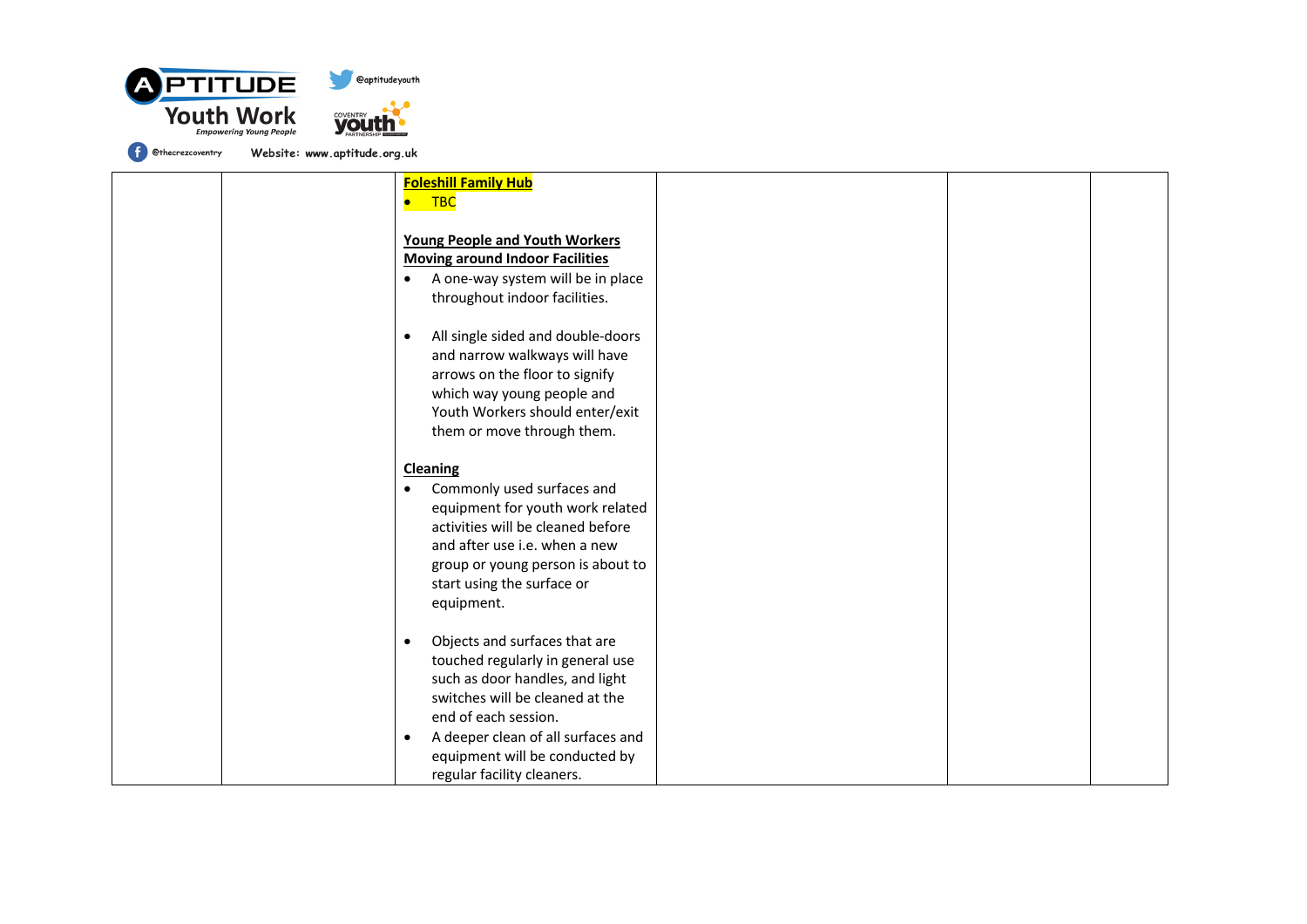| | | | | | |
|---|---|---|---|---|---|
| | | **Foleshill Family Hub**<br>• TBC<br><br>**Young People and Youth Workers Moving around Indoor Facilities**<br>• A one-way system will be in place throughout indoor facilities.<br><br>• All single sided and double-doors and narrow walkways will have arrows on the floor to signify which way young people and Youth Workers should enter/exit them or move through them.<br><br>**Cleaning**<br>• Commonly used surfaces and equipment for youth work related activities will be cleaned before and after use i.e. when a new group or young person is about to start using the surface or equipment.<br><br>• Objects and surfaces that are touched regularly in general use such as door handles, and light switches will be cleaned at the end of each session.<br>• A deeper clean of all surfaces and equipment will be conducted by regular facility cleaners. | | | |